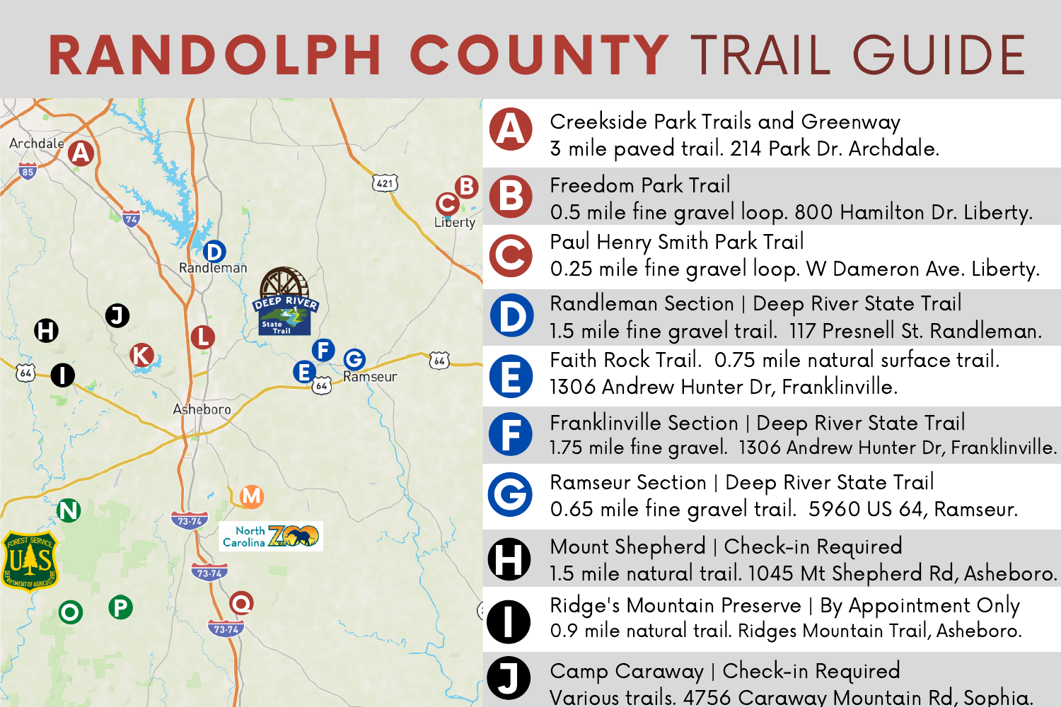# RANDOLPH COUNTY TRAIL GUIDE

**A** — Creekside Park Trails and Greenway
3 mile paved trail. 214 Park Dr. Archdale.

**B** — Freedom Park Trail
0.5 mile fine gravel loop. 800 Hamilton Dr. Liberty.

**C** — Paul Henry Smith Park Trail
0.25 mile fine gravel loop. W Dameron Ave. Liberty.

**D** — Randleman Section | Deep River State Trail
1.5 mile fine gravel trail. 117 Presnell St. Randleman.

**E** — Faith Rock Trail. 0.75 mile natural surface trail.
1306 Andrew Hunter Dr, Franklinville.

**F** — Franklinville Section | Deep River State Trail
1.75 mile fine gravel. 1306 Andrew Hunter Dr, Franklinville.

**G** — Ramseur Section | Deep River State Trail
0.65 mile fine gravel trail. 5960 US 64, Ramseur.

**H** — Mount Shepherd | Check-in Required
1.5 mile natural trail. 1045 Mt Shepherd Rd, Asheboro.

**I** — Ridge's Mountain Preserve | By Appointment Only
0.9 mile natural trail. Ridges Mountain Trail, Asheboro.

**J** — Camp Caraway | Check-in Required
Various trails. 4756 Caraway Mountain Rd, Sophia.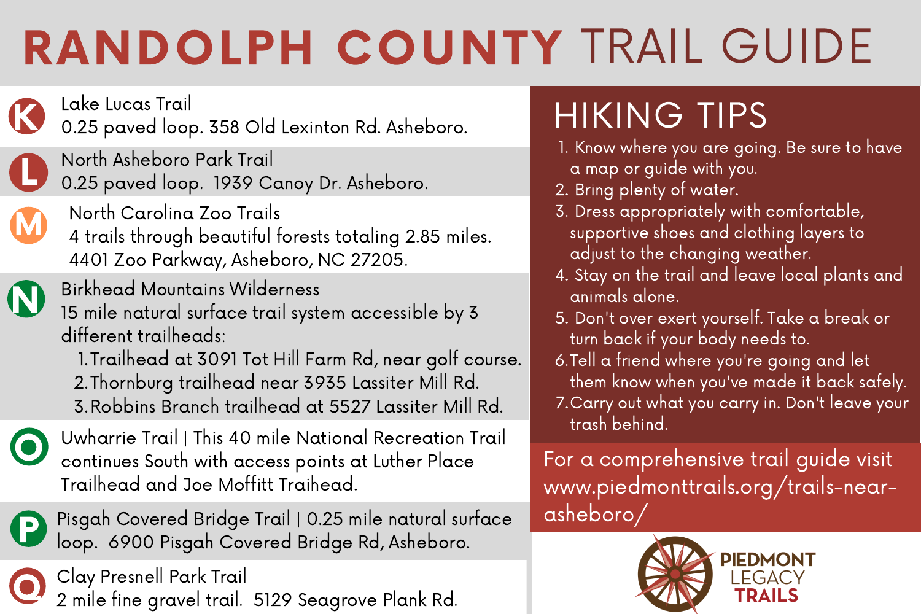# RANDOLPH COUNTY TRAIL GUIDE

**K** Lake Lucas Trail
0.25 paved loop. 358 Old Lexinton Rd. Asheboro.

**L** North Asheboro Park Trail
0.25 paved loop. 1939 Canoy Dr. Asheboro.

**M** North Carolina Zoo Trails
4 trails through beautiful forests totaling 2.85 miles. 4401 Zoo Parkway, Asheboro, NC 27205.

**N** Birkhead Mountains Wilderness
15 mile natural surface trail system accessible by 3 different trailheads:

1. Trailhead at 3091 Tot Hill Farm Rd, near golf course.
2. Thornburg trailhead near 3935 Lassiter Mill Rd.
3. Robbins Branch trailhead at 5527 Lassiter Mill Rd.

**O** Uwharrie Trail | This 40 mile National Recreation Trail continues South with access points at Luther Place Trailhead and Joe Moffitt Traihead.

**P** Pisgah Covered Bridge Trail | 0.25 mile natural surface loop. 6900 Pisgah Covered Bridge Rd, Asheboro.

**Q** Clay Presnell Park Trail
2 mile fine gravel trail. 5129 Seagrove Plank Rd.

## HIKING TIPS

1. Know where you are going. Be sure to have a map or guide with you.
2. Bring plenty of water.
3. Dress appropriately with comfortable, supportive shoes and clothing layers to adjust to the changing weather.
4. Stay on the trail and leave local plants and animals alone.
5. Don't over exert yourself. Take a break or turn back if your body needs to.
6. Tell a friend where you're going and let them know when you've made it back safely.
7. Carry out what you carry in. Don't leave your trash behind.

For a comprehensive trail guide visit www.piedmonttrails.org/trails-near-asheboro/

PIEDMONT LEGACY TRAILS